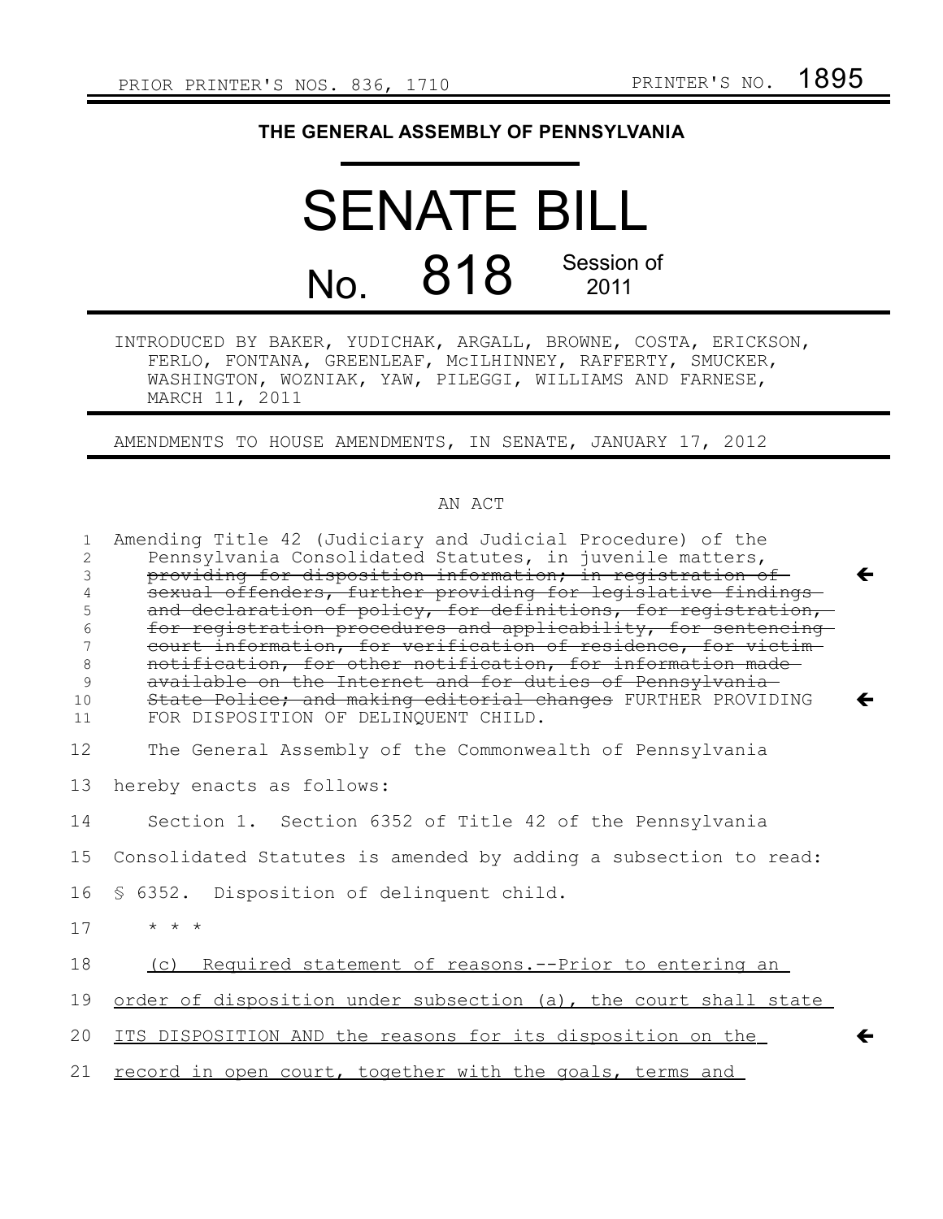PRIOR PRINTER'S NOS. 836, 1710 PRINTER'S NO. 1895

# THE GENERAL ASSEMBLY OF PENNSYLVANIA

# SENATE BILL

## No. 818 Session of 2011

INTRODUCED BY BAKER, YUDICHAK, ARGALL, BROWNE, COSTA, ERICKSON, FERLO, FONTANA, GREENLEAF, McILHINNEY, RAFFERTY, SMUCKER, WASHINGTON, WOZNIAK, YAW, PILEGGI, WILLIAMS AND FARNESE, MARCH 11, 2011

AMENDMENTS TO HOUSE AMENDMENTS, IN SENATE, JANUARY 17, 2012

AN ACT

1 Amending Title 42 (Judiciary and Judicial Procedure) of the
2 Pennsylvania Consolidated Statutes, in juvenile matters,
3 ~~providing for disposition information; in registration of~~ ←
4 ~~sexual offenders, further providing for legislative findings~~
5 ~~and declaration of policy, for definitions, for registration,~~
6 ~~for registration procedures and applicability, for sentencing~~
7 ~~court information, for verification of residence, for victim~~
8 ~~notification, for other notification, for information made~~
9 ~~available on the Internet and for duties of Pennsylvania~~
10 ~~State Police; and making editorial changes~~ FURTHER PROVIDING ←
11 FOR DISPOSITION OF DELINQUENT CHILD.

12 The General Assembly of the Commonwealth of Pennsylvania
13 hereby enacts as follows:

14 Section 1. Section 6352 of Title 42 of the Pennsylvania
15 Consolidated Statutes is amended by adding a subsection to read:

16 § 6352. Disposition of delinquent child.

17 * * *

18 <u>(c) Required statement of reasons.--Prior to entering an</u>
19 <u>order of disposition under subsection (a), the court shall state</u>
20 <u>ITS DISPOSITION AND the reasons for its disposition on the</u> ←
21 <u>record in open court, together with the goals, terms and</u>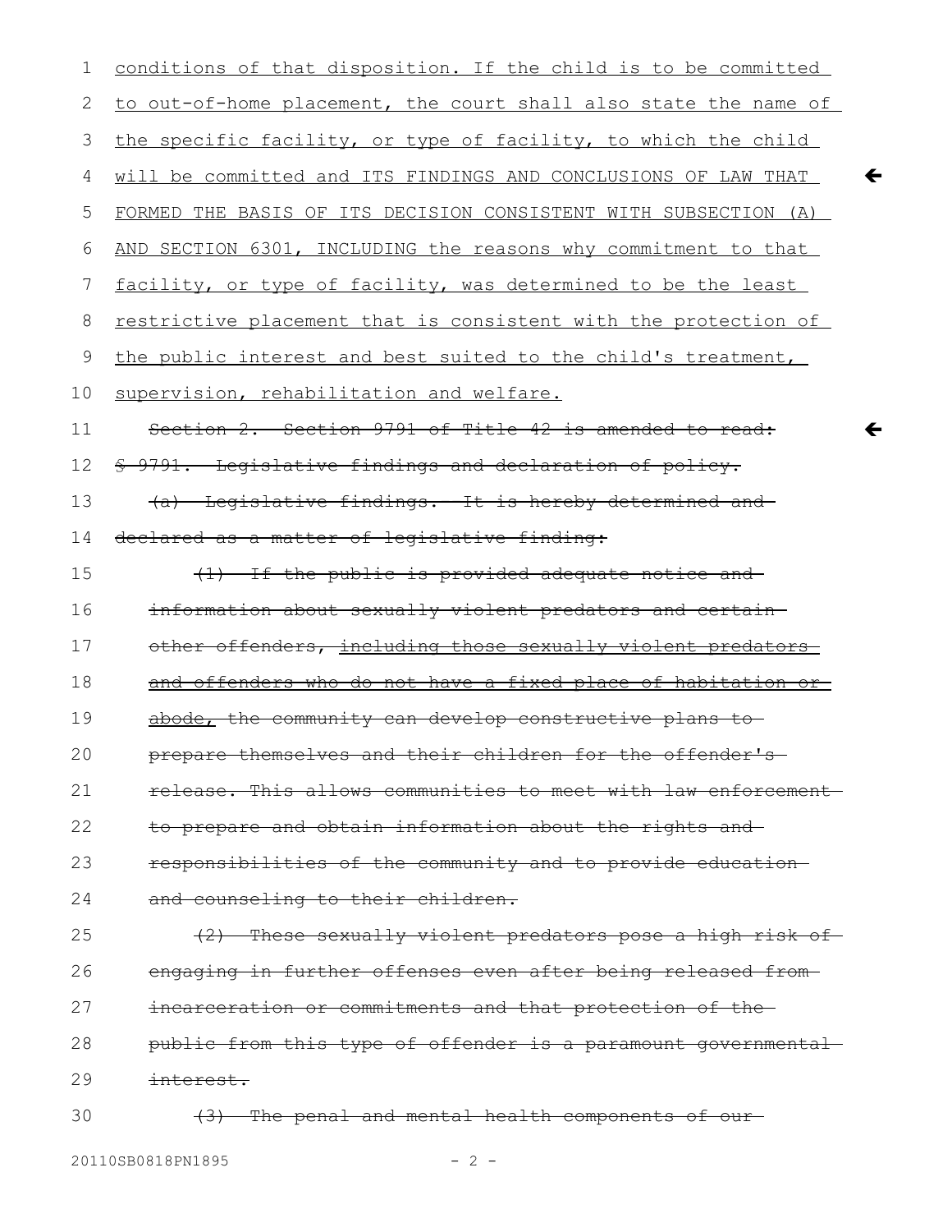conditions of that disposition. If the child is to be committed to out-of-home placement, the court shall also state the name of the specific facility, or type of facility, to which the child will be committed and ITS FINDINGS AND CONCLUSIONS OF LAW THAT FORMED THE BASIS OF ITS DECISION CONSISTENT WITH SUBSECTION (A) AND SECTION 6301, INCLUDING the reasons why commitment to that facility, or type of facility, was determined to be the least restrictive placement that is consistent with the protection of the public interest and best suited to the child's treatment, supervision, rehabilitation and welfare.

~~Section 2. Section 9791 of Title 42 is amended to read:~~

~~§ 9791. Legislative findings and declaration of policy.~~

~~(a) Legislative findings. It is hereby determined and declared as a matter of legislative finding:~~

~~(1) If the public is provided adequate notice and information about sexually violent predators and certain other offenders, including those sexually violent predators and offenders who do not have a fixed place of habitation or abode, the community can develop constructive plans to prepare themselves and their children for the offender's release. This allows communities to meet with law enforcement to prepare and obtain information about the rights and responsibilities of the community and to provide education and counseling to their children.~~

~~(2) These sexually violent predators pose a high risk of engaging in further offenses even after being released from incarceration or commitments and that protection of the public from this type of offender is a paramount governmental interest.~~

~~(3) The penal and mental health components of our~~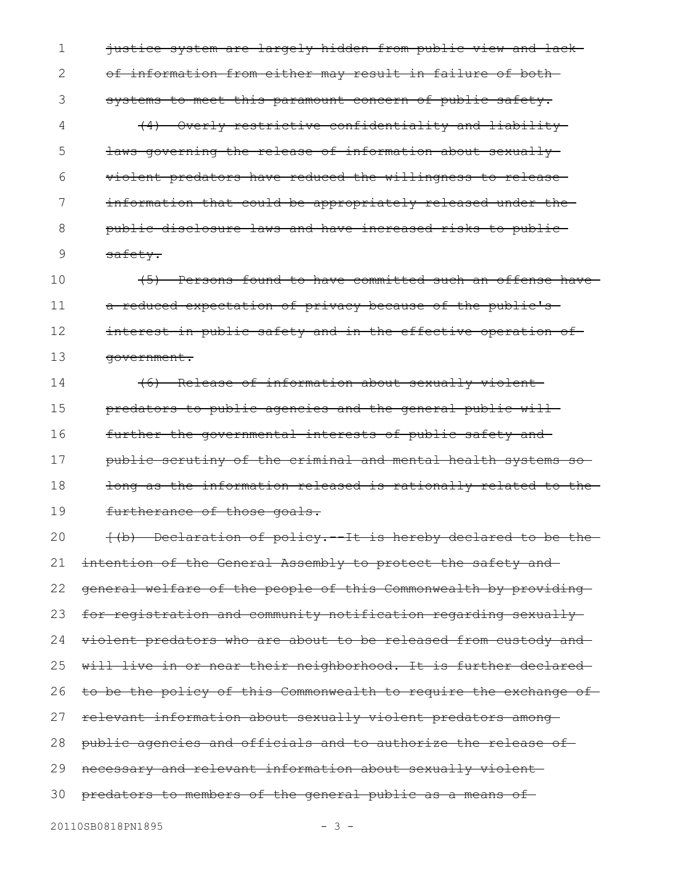justice system are largely hidden from public view and lack of information from either may result in failure of both systems to meet this paramount concern of public safety.

(4) Overly restrictive confidentiality and liability laws governing the release of information about sexually violent predators have reduced the willingness to release information that could be appropriately released under the public disclosure laws and have increased risks to public safety.

(5) Persons found to have committed such an offense have a reduced expectation of privacy because of the public's interest in public safety and in the effective operation of government.

(6) Release of information about sexually violent predators to public agencies and the general public will further the governmental interests of public safety and public scrutiny of the criminal and mental health systems so long as the information released is rationally related to the furtherance of those goals.

[(b) Declaration of policy.--It is hereby declared to be the intention of the General Assembly to protect the safety and general welfare of the people of this Commonwealth by providing for registration and community notification regarding sexually violent predators who are about to be released from custody and will live in or near their neighborhood. It is further declared to be the policy of this Commonwealth to require the exchange of relevant information about sexually violent predators among public agencies and officials and to authorize the release of necessary and relevant information about sexually violent predators to members of the general public as a means of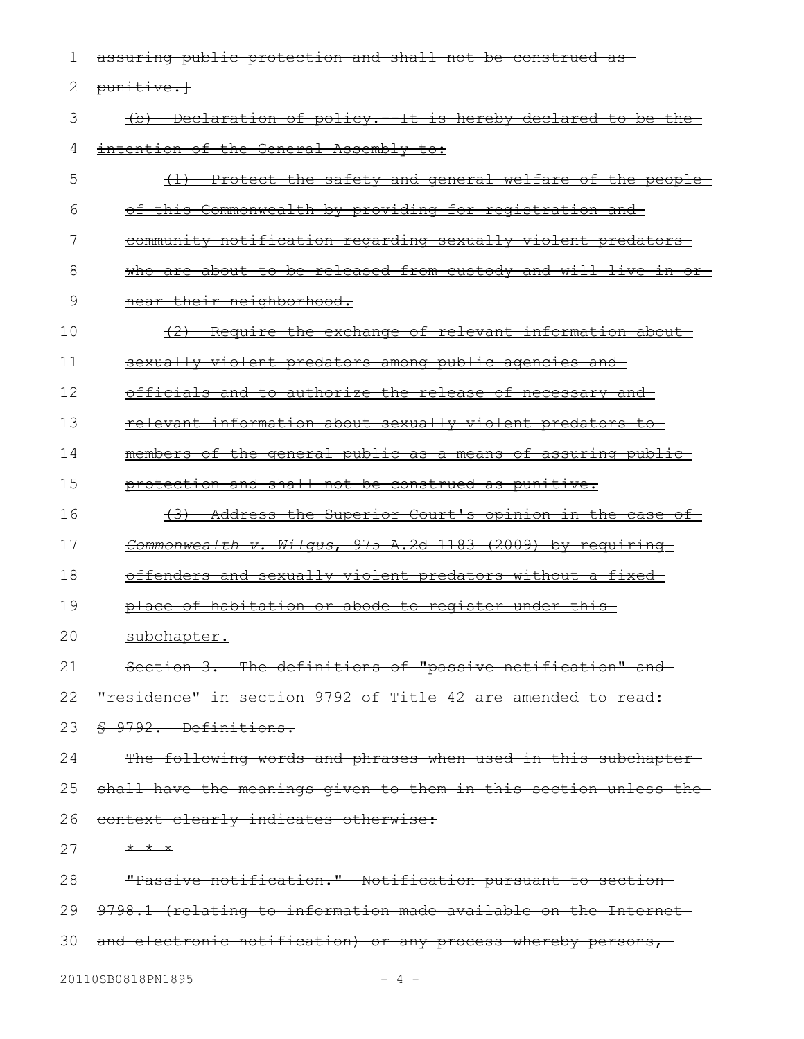assuring public protection and shall not be construed as punitive.]

(b) Declaration of policy. It is hereby declared to be the intention of the General Assembly to:

(1) Protect the safety and general welfare of the people of this Commonwealth by providing for registration and community notification regarding sexually violent predators who are about to be released from custody and will live in or near their neighborhood.

(2) Require the exchange of relevant information about sexually violent predators among public agencies and officials and to authorize the release of necessary and relevant information about sexually violent predators to members of the general public as a means of assuring public protection and shall not be construed as punitive.

(3) Address the Superior Court's opinion in the case of *Commonwealth v. Wilgus*, 975 A.2d 1183 (2009) by requiring offenders and sexually violent predators without a fixed place of habitation or abode to register under this subchapter.

Section 3. The definitions of "passive notification" and "residence" in section 9792 of Title 42 are amended to read:

§ 9792. Definitions.

The following words and phrases when used in this subchapter shall have the meanings given to them in this section unless the context clearly indicates otherwise:

* * *

"Passive notification." Notification pursuant to section 9798.1 (relating to information made available on the Internet and electronic notification) or any process whereby persons,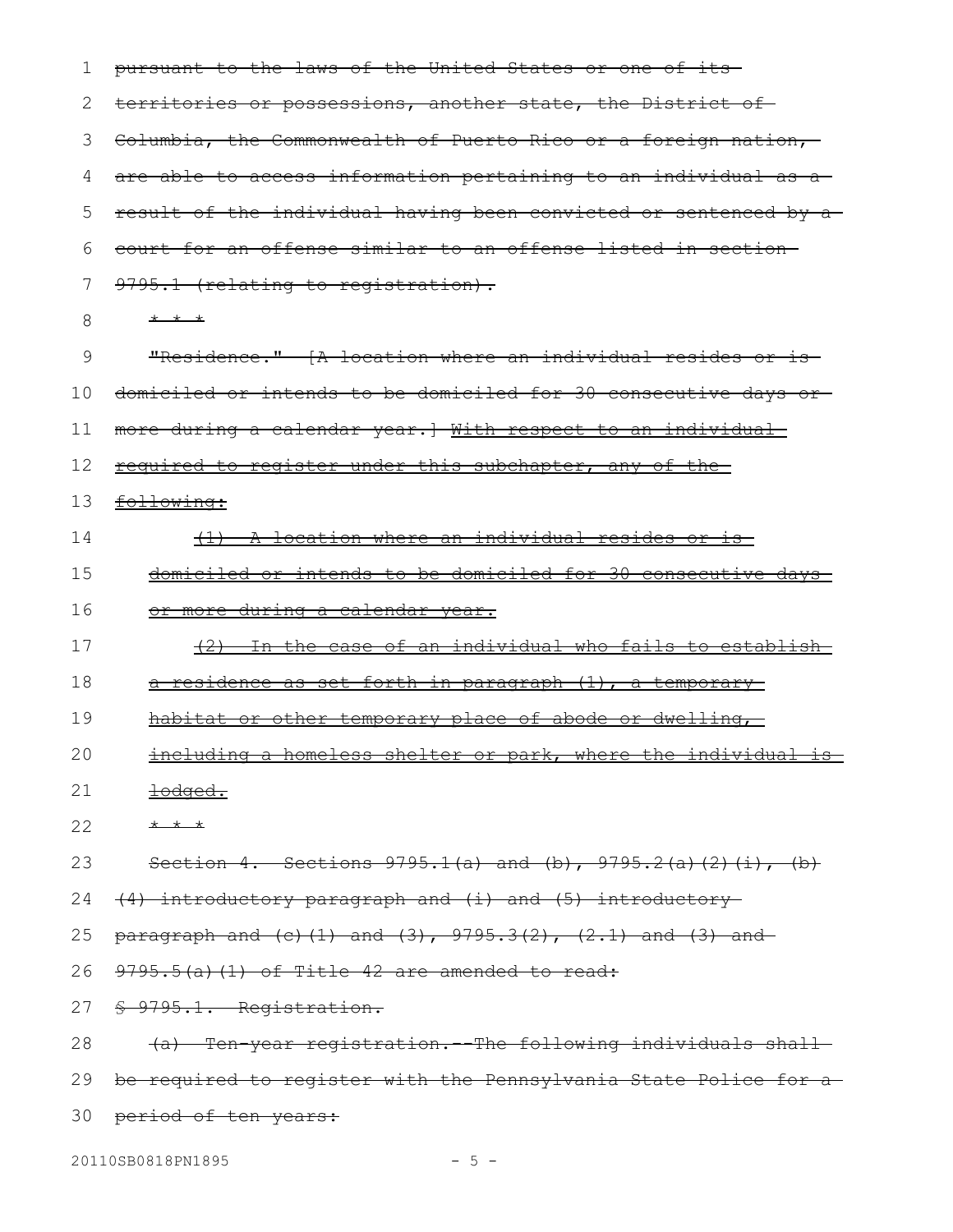pursuant to the laws of the United States or one of its territories or possessions, another state, the District of Columbia, the Commonwealth of Puerto Rico or a foreign nation, are able to access information pertaining to an individual as a result of the individual having been convicted or sentenced by a court for an offense similar to an offense listed in section 9795.1 (relating to registration).

* * *

"Residence." [A location where an individual resides or is domiciled or intends to be domiciled for 30 consecutive days or more during a calendar year.] With respect to an individual required to register under this subchapter, any of the following:

(1) A location where an individual resides or is domiciled or intends to be domiciled for 30 consecutive days or more during a calendar year.

(2) In the case of an individual who fails to establish a residence as set forth in paragraph (1), a temporary habitat or other temporary place of abode or dwelling, including a homeless shelter or park, where the individual is lodged.

* * *

Section 4. Sections 9795.1(a) and (b), 9795.2(a)(2)(i), (b)(4) introductory paragraph and (i) and (5) introductory paragraph and (c)(1) and (3), 9795.3(2), (2.1) and (3) and 9795.5(a)(1) of Title 42 are amended to read:

§ 9795.1. Registration.

(a) Ten-year registration.--The following individuals shall be required to register with the Pennsylvania State Police for a period of ten years: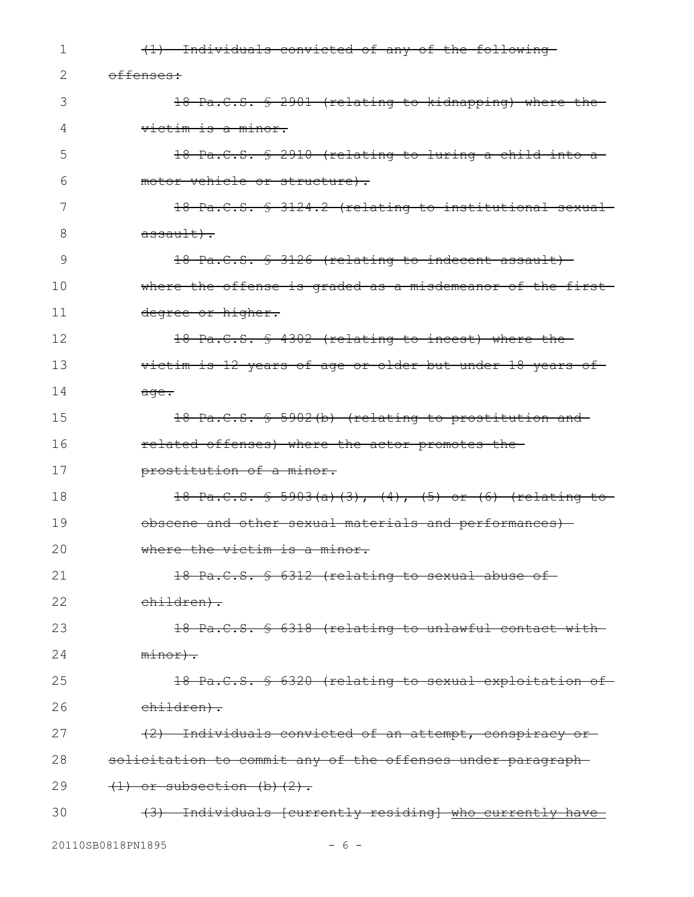~~(1) Individuals convicted of any of the following offenses:~~

~~18 Pa.C.S. § 2901 (relating to kidnapping) where the victim is a minor.~~

~~18 Pa.C.S. § 2910 (relating to luring a child into a motor vehicle or structure).~~

~~18 Pa.C.S. § 3124.2 (relating to institutional sexual assault).~~

~~18 Pa.C.S. § 3126 (relating to indecent assault) where the offense is graded as a misdemeanor of the first degree or higher.~~

~~18 Pa.C.S. § 4302 (relating to incest) where the victim is 12 years of age or older but under 18 years of age.~~

~~18 Pa.C.S. § 5902(b) (relating to prostitution and related offenses) where the actor promotes the prostitution of a minor.~~

~~18 Pa.C.S. § 5903(a)(3), (4), (5) or (6) (relating to obscene and other sexual materials and performances) where the victim is a minor.~~

~~18 Pa.C.S. § 6312 (relating to sexual abuse of children).~~

~~18 Pa.C.S. § 6318 (relating to unlawful contact with minor).~~

~~18 Pa.C.S. § 6320 (relating to sexual exploitation of children).~~

~~(2) Individuals convicted of an attempt, conspiracy or solicitation to commit any of the offenses under paragraph (1) or subsection (b)(2).~~

~~(3) Individuals [currently residing] who currently have~~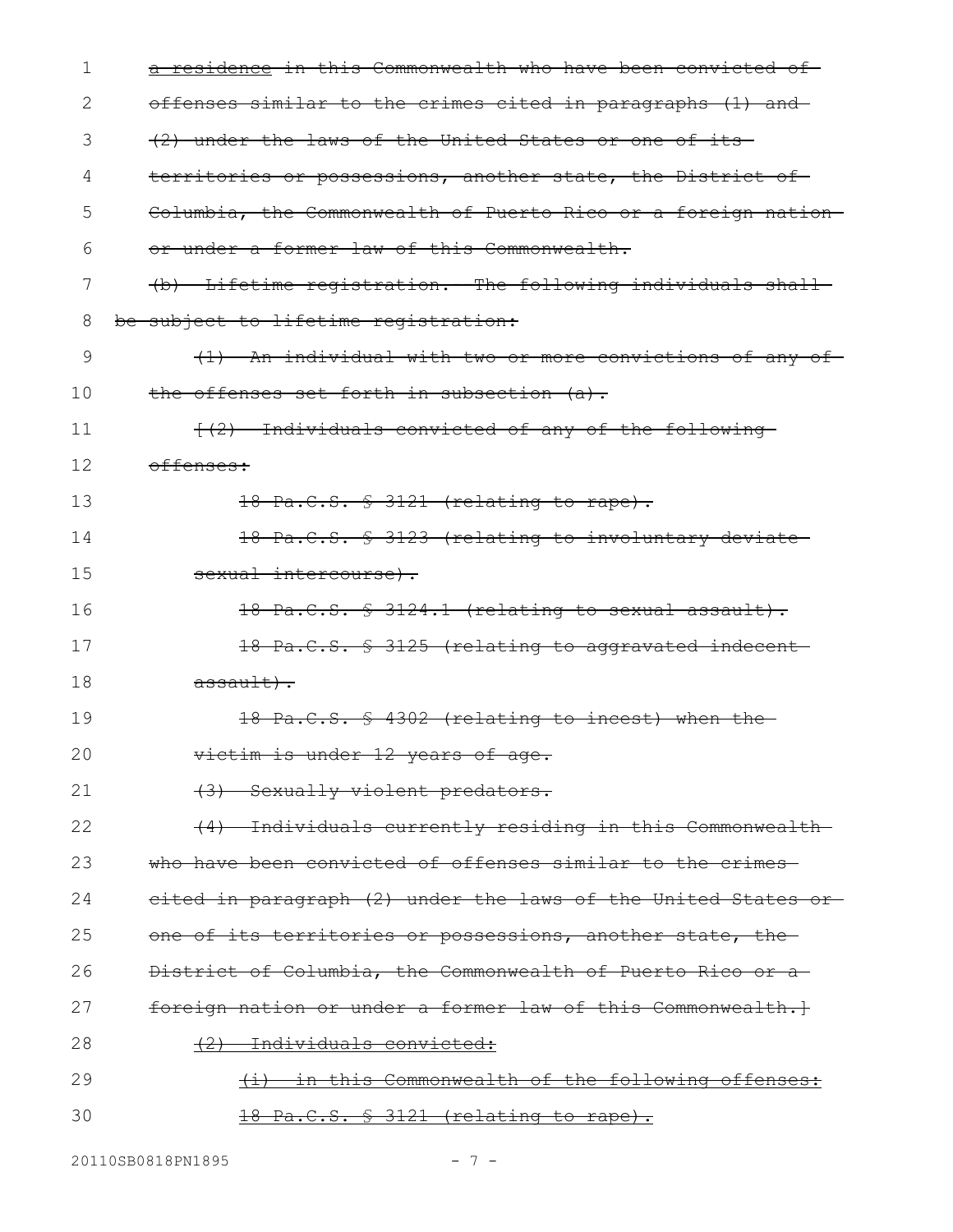a residence in this Commonwealth who have been convicted of offenses similar to the crimes cited in paragraphs (1) and (2) under the laws of the United States or one of its territories or possessions, another state, the District of Columbia, the Commonwealth of Puerto Rico or a foreign nation or under a former law of this Commonwealth.

(b) Lifetime registration.--The following individuals shall be subject to lifetime registration:

(1) An individual with two or more convictions of any of the offenses set forth in subsection (a).

[(2) Individuals convicted of any of the following offenses:

18 Pa.C.S. § 3121 (relating to rape).

18 Pa.C.S. § 3123 (relating to involuntary deviate sexual intercourse).

18 Pa.C.S. § 3124.1 (relating to sexual assault).

18 Pa.C.S. § 3125 (relating to aggravated indecent assault).

18 Pa.C.S. § 4302 (relating to incest) when the victim is under 12 years of age.

(3) Sexually violent predators.

(4) Individuals currently residing in this Commonwealth who have been convicted of offenses similar to the crimes cited in paragraph (2) under the laws of the United States or one of its territories or possessions, another state, the District of Columbia, the Commonwealth of Puerto Rico or a foreign nation or under a former law of this Commonwealth.]

(2) Individuals convicted:

(i) in this Commonwealth of the following offenses:

18 Pa.C.S. § 3121 (relating to rape).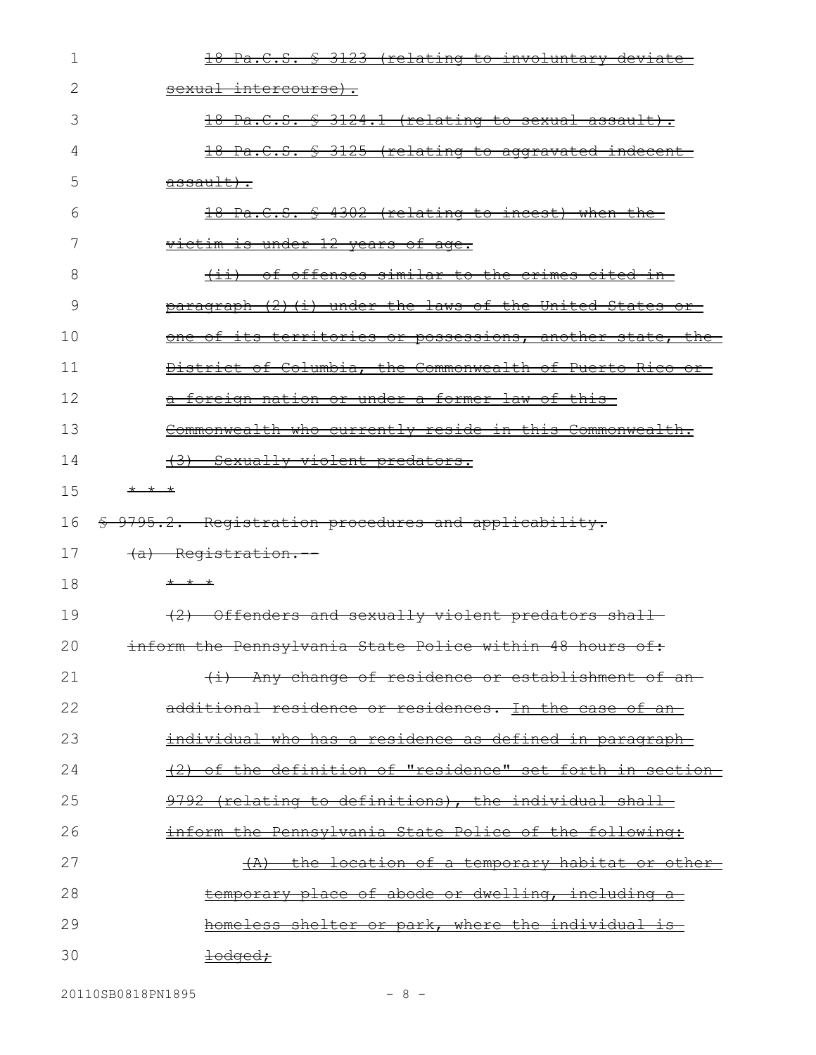~~18 Pa.C.S. § 3123 (relating to involuntary deviate sexual intercourse).~~

~~18 Pa.C.S. § 3124.1 (relating to sexual assault).~~

~~18 Pa.C.S. § 3125 (relating to aggravated indecent assault).~~

~~18 Pa.C.S. § 4302 (relating to incest) when the victim is under 12 years of age.~~

~~(ii) of offenses similar to the crimes cited in paragraph (2)(i) under the laws of the United States or one of its territories or possessions, another state, the District of Columbia, the Commonwealth of Puerto Rico or a foreign nation or under a former law of this Commonwealth who currently reside in this Commonwealth.~~

~~(3) Sexually violent predators.~~

~~* * *~~

~~§ 9795.2. Registration procedures and applicability.~~

~~(a) Registration.--~~

~~* * *~~

~~(2) Offenders and sexually violent predators shall inform the Pennsylvania State Police within 48 hours of:~~

~~(i) Any change of residence or establishment of an additional residence or residences. In the case of an individual who has a residence as defined in paragraph (2) of the definition of "residence" set forth in section 9792 (relating to definitions), the individual shall inform the Pennsylvania State Police of the following:~~

~~(A) the location of a temporary habitat or other temporary place of abode or dwelling, including a homeless shelter or park, where the individual is lodged;~~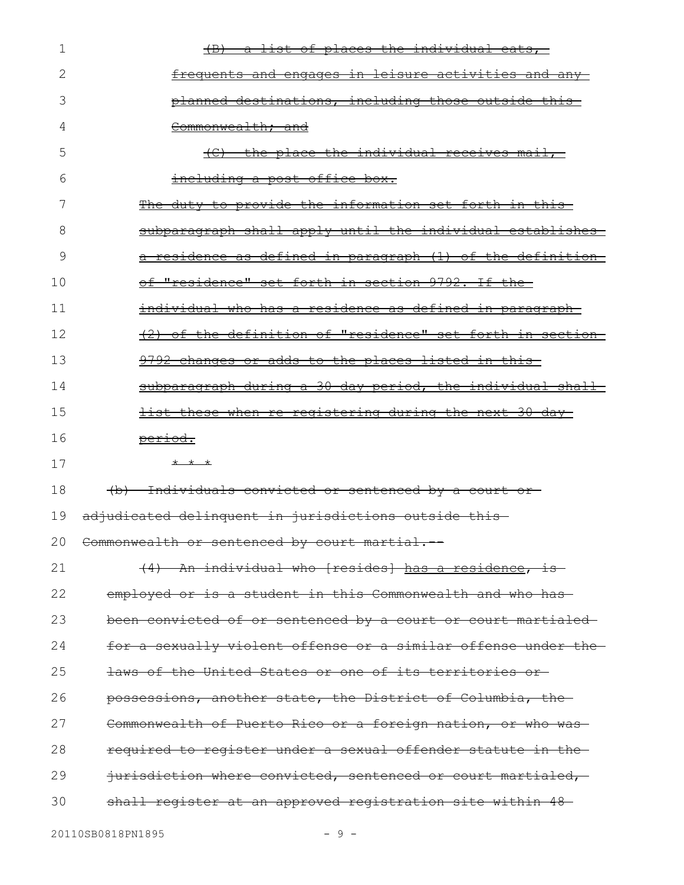(B) a list of places the individual eats, frequents and engages in leisure activities and any planned destinations, including those outside this Commonwealth; and

(C) the place the individual receives mail, including a post office box.

The duty to provide the information set forth in this subparagraph shall apply until the individual establishes a residence as defined in paragraph (1) of the definition of "residence" set forth in section 9792. If the individual who has a residence as defined in paragraph (2) of the definition of "residence" set forth in section 9792 changes or adds to the places listed in this subparagraph during a 30-day period, the individual shall list these when re-registering during the next 30-day period.

* * *

(b) Individuals convicted or sentenced by a court or adjudicated delinquent in jurisdictions outside this Commonwealth or sentenced by court martial.--

(4) An individual who [resides] has a residence, is employed or is a student in this Commonwealth and who has been convicted of or sentenced by a court or court martialed for a sexually violent offense or a similar offense under the laws of the United States or one of its territories or possessions, another state, the District of Columbia, the Commonwealth of Puerto Rico or a foreign nation, or who was required to register under a sexual offender statute in the jurisdiction where convicted, sentenced or court martialed, shall register at an approved registration site within 48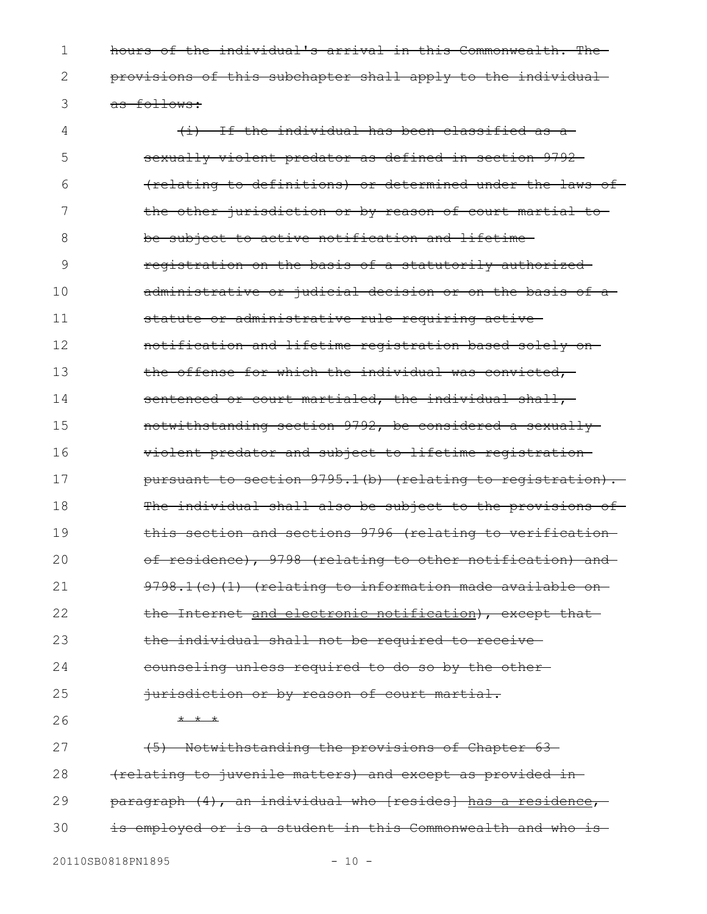~~hours of the individual's arrival in this Commonwealth. The provisions of this subchapter shall apply to the individual as follows:~~

~~(i) If the individual has been classified as a sexually violent predator as defined in section 9792 (relating to definitions) or determined under the laws of the other jurisdiction or by reason of court martial to be subject to active notification and lifetime registration on the basis of a statutorily authorized administrative or judicial decision or on the basis of a statute or administrative rule requiring active notification and lifetime registration based solely on the offense for which the individual was convicted, sentenced or court martialed, the individual shall, notwithstanding section 9792, be considered a sexually violent predator and subject to lifetime registration pursuant to section 9795.1(b) (relating to registration). The individual shall also be subject to the provisions of this section and sections 9796 (relating to verification of residence), 9798 (relating to other notification) and 9798.1(c)(1) (relating to information made available on the Internet <u>and electronic notification</u>), except that the individual shall not be required to receive counseling unless required to do so by the other jurisdiction or by reason of court martial.~~

<u>~~* * *~~</u>

~~(5) Notwithstanding the provisions of Chapter 63 (relating to juvenile matters) and except as provided in paragraph (4), an individual who [resides] <u>has a residence</u>, is employed or is a student in this Commonwealth and who is~~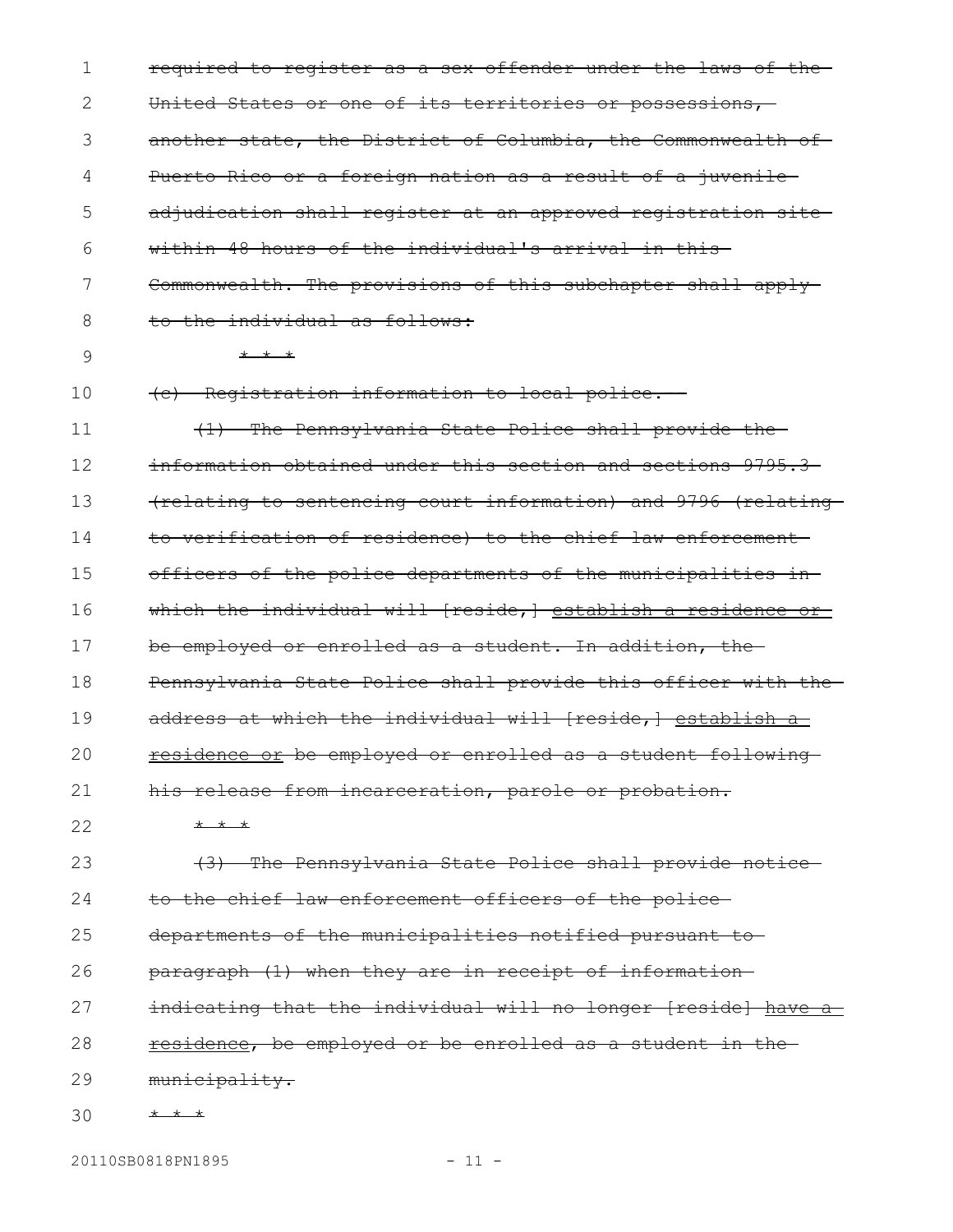~~required to register as a sex offender under the laws of the United States or one of its territories or possessions, another state, the District of Columbia, the Commonwealth of Puerto Rico or a foreign nation as a result of a juvenile adjudication shall register at an approved registration site within 48 hours of the individual's arrival in this Commonwealth. The provisions of this subchapter shall apply to the individual as follows:~~

~~* * *~~

~~(c) Registration information to local police.--~~

~~(1) The Pennsylvania State Police shall provide the information obtained under this section and sections 9795.3 (relating to sentencing court information) and 9796 (relating to verification of residence) to the chief law enforcement officers of the police departments of the municipalities in which the individual will [reside,] establish a residence or be employed or enrolled as a student. In addition, the Pennsylvania State Police shall provide this officer with the address at which the individual will [reside,] establish a residence or be employed or enrolled as a student following his release from incarceration, parole or probation.~~

~~* * *~~

~~(3) The Pennsylvania State Police shall provide notice to the chief law enforcement officers of the police departments of the municipalities notified pursuant to paragraph (1) when they are in receipt of information indicating that the individual will no longer [reside] have a residence, be employed or be enrolled as a student in the municipality.~~

~~* * *~~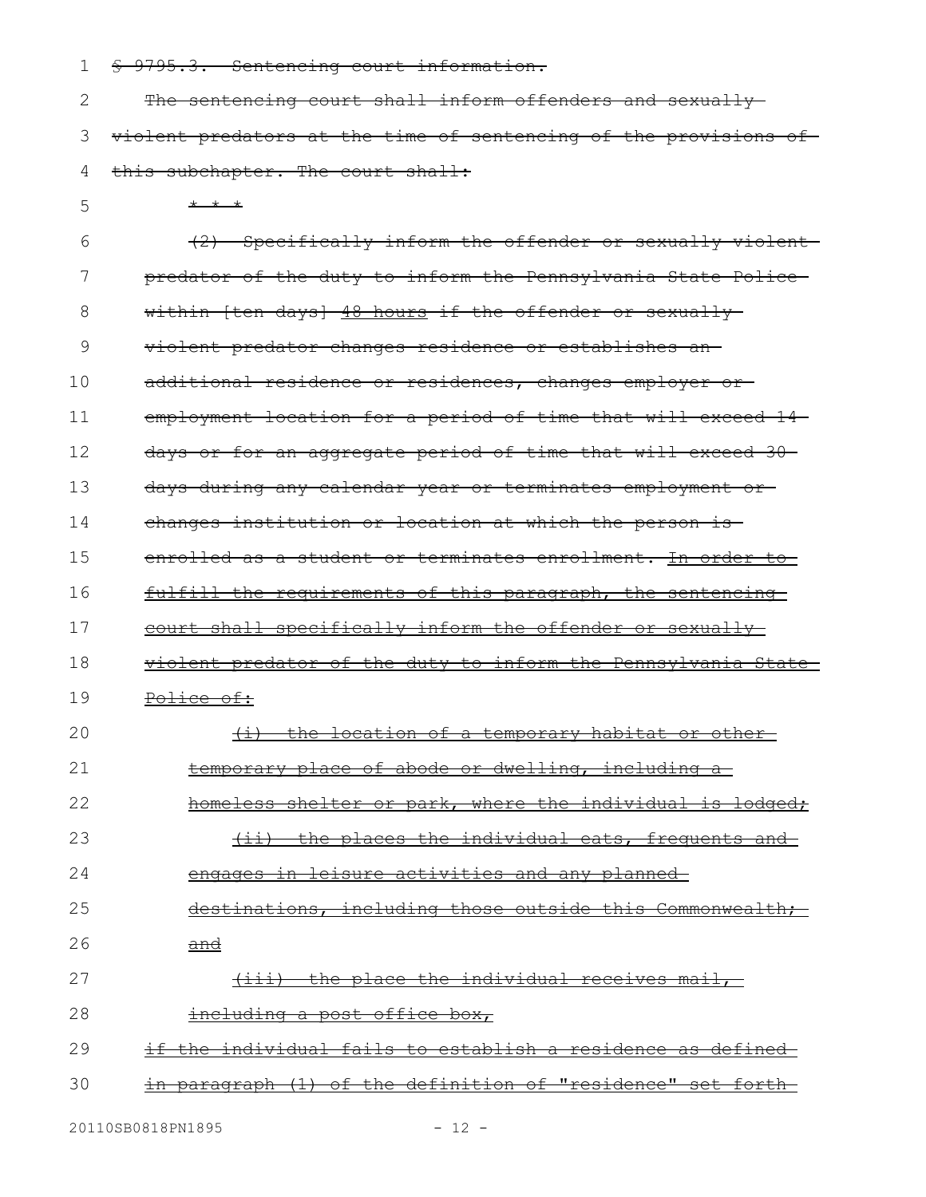~~§ 9795.3. Sentencing court information.~~

~~The sentencing court shall inform offenders and sexually violent predators at the time of sentencing of the provisions of this subchapter. The court shall:~~

~~* * *~~

~~(2) Specifically inform the offender or sexually violent predator of the duty to inform the Pennsylvania State Police within [ten days] 48 hours if the offender or sexually violent predator changes residence or establishes an additional residence or residences, changes employer or employment location for a period of time that will exceed 14 days or for an aggregate period of time that will exceed 30 days during any calendar year or terminates employment or changes institution or location at which the person is enrolled as a student or terminates enrollment. In order to fulfill the requirements of this paragraph, the sentencing court shall specifically inform the offender or sexually violent predator of the duty to inform the Pennsylvania State Police of:~~

~~(i) the location of a temporary habitat or other temporary place of abode or dwelling, including a homeless shelter or park, where the individual is lodged;~~

~~(ii) the places the individual eats, frequents and engages in leisure activities and any planned destinations, including those outside this Commonwealth; and~~

~~(iii) the place the individual receives mail, including a post office box,~~

~~if the individual fails to establish a residence as defined in paragraph (1) of the definition of "residence" set forth~~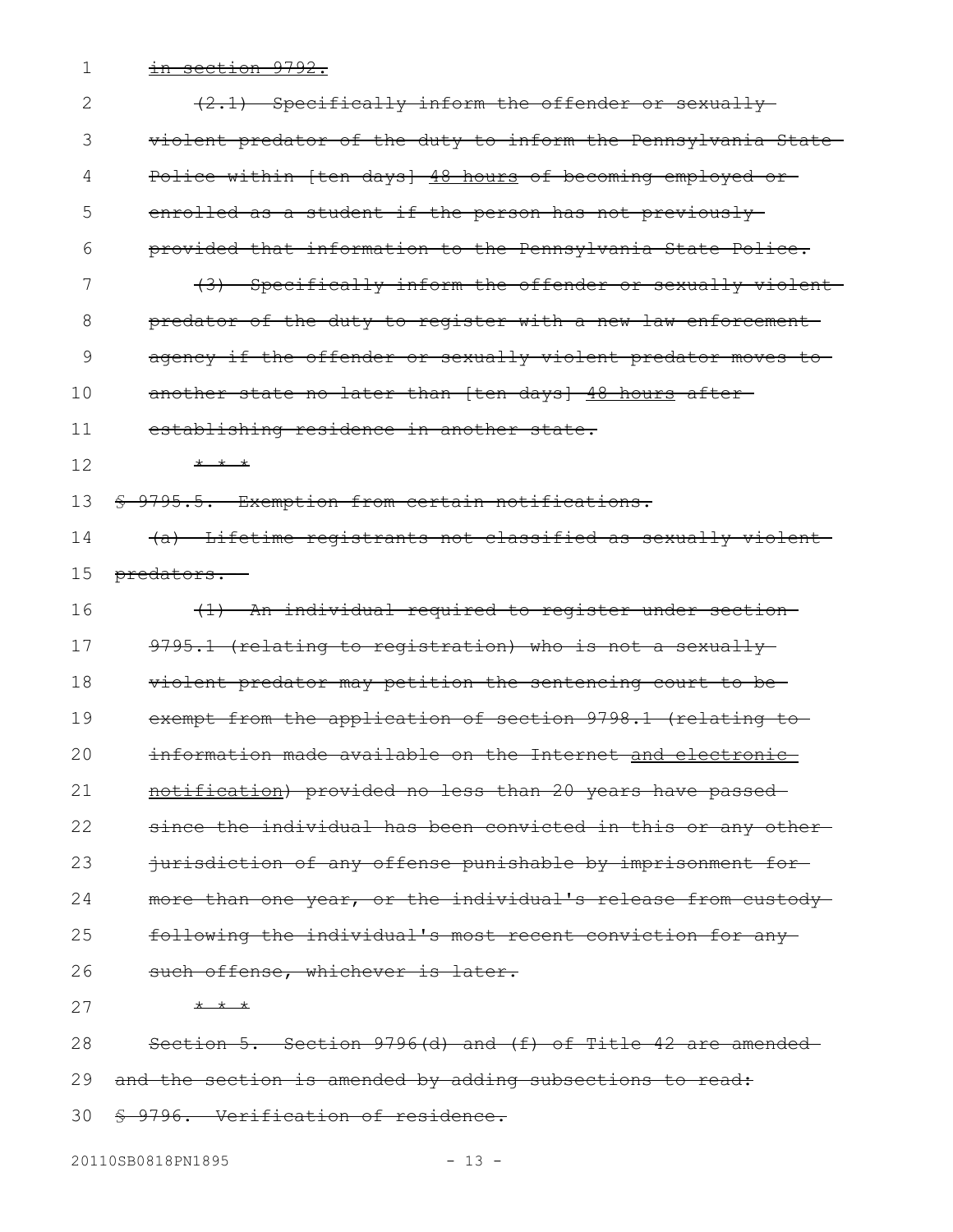in section 9792.

(2.1) Specifically inform the offender or sexually violent predator of the duty to inform the Pennsylvania State Police within [ten days] 48 hours of becoming employed or enrolled as a student if the person has not previously provided that information to the Pennsylvania State Police.

(3) Specifically inform the offender or sexually violent predator of the duty to register with a new law enforcement agency if the offender or sexually violent predator moves to another state no later than [ten days] 48 hours after establishing residence in another state.

* * *

§ 9795.5. Exemption from certain notifications.

(a) Lifetime registrants not classified as sexually violent predators.--

(1) An individual required to register under section 9795.1 (relating to registration) who is not a sexually violent predator may petition the sentencing court to be exempt from the application of section 9798.1 (relating to information made available on the Internet and electronic notification) provided no less than 20 years have passed since the individual has been convicted in this or any other jurisdiction of any offense punishable by imprisonment for more than one year, or the individual's release from custody following the individual's most recent conviction for any such offense, whichever is later.

* * *

Section 5. Section 9796(d) and (f) of Title 42 are amended and the section is amended by adding subsections to read:

§ 9796. Verification of residence.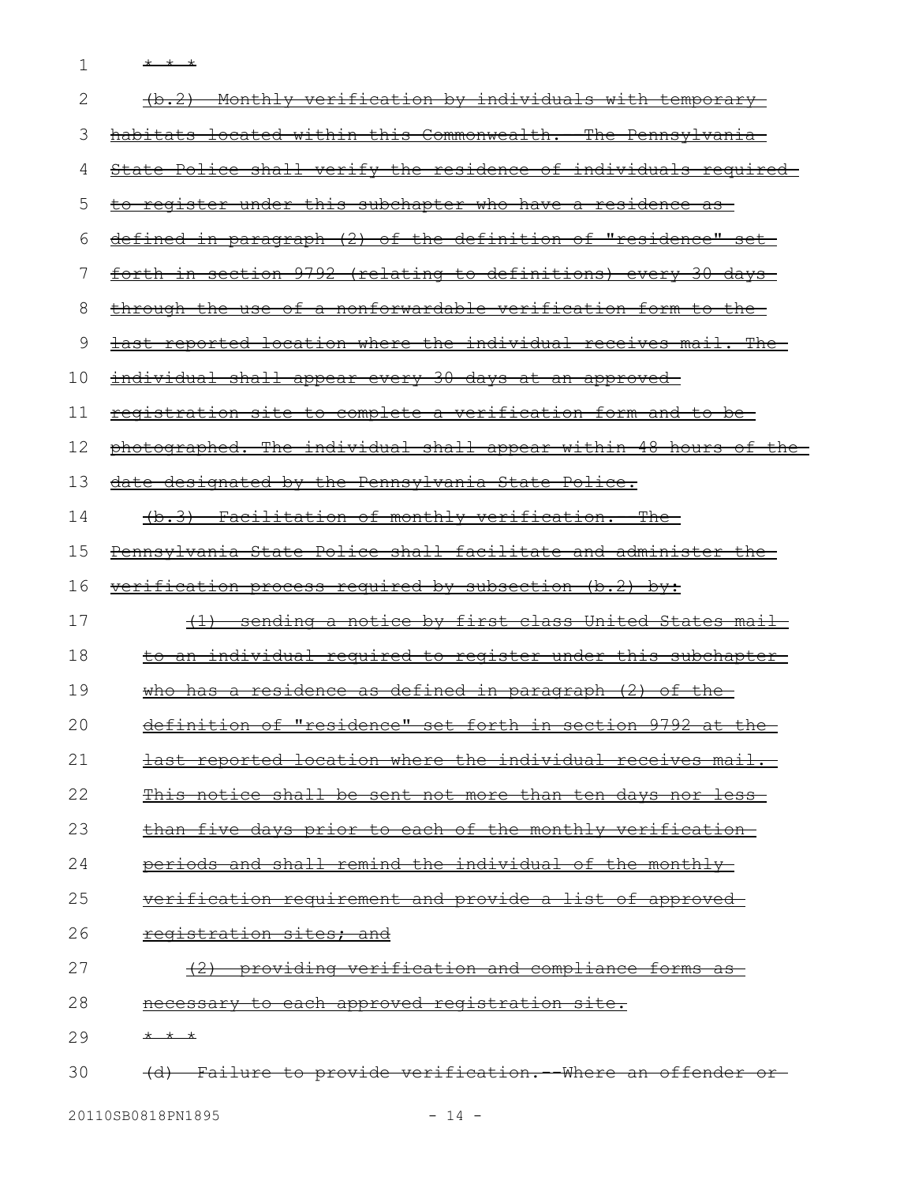~~* * *~~

~~(b.2) Monthly verification by individuals with temporary habitats located within this Commonwealth. The Pennsylvania State Police shall verify the residence of individuals required to register under this subchapter who have a residence as defined in paragraph (2) of the definition of "residence" set forth in section 9792 (relating to definitions) every 30 days through the use of a nonforwardable verification form to the last reported location where the individual receives mail. The individual shall appear every 30 days at an approved registration site to complete a verification form and to be photographed. The individual shall appear within 48 hours of the date designated by the Pennsylvania State Police.~~

~~(b.3) Facilitation of monthly verification. The Pennsylvania State Police shall facilitate and administer the verification process required by subsection (b.2) by:~~

~~(1) sending a notice by first class United States mail to an individual required to register under this subchapter who has a residence as defined in paragraph (2) of the definition of "residence" set forth in section 9792 at the last reported location where the individual receives mail. This notice shall be sent not more than ten days nor less than five days prior to each of the monthly verification periods and shall remind the individual of the monthly verification requirement and provide a list of approved registration sites; and~~

~~(2) providing verification and compliance forms as necessary to each approved registration site.~~

~~* * *~~

~~(d) Failure to provide verification.--Where an offender or~~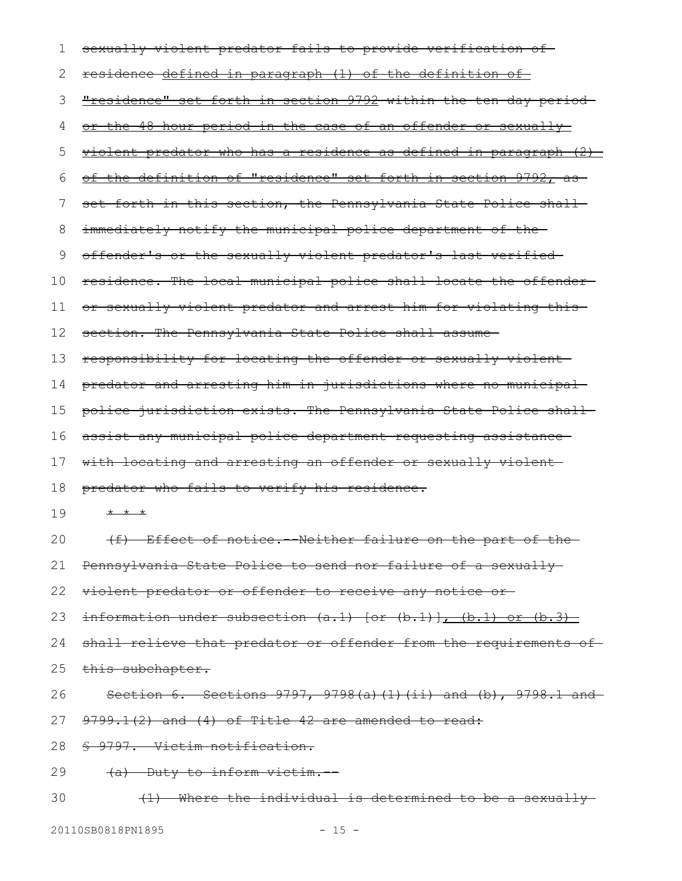sexually violent predator fails to provide verification of residence defined in paragraph (1) of the definition of "residence" set forth in section 9792 within the ten-day period or the 48-hour period in the case of an offender or sexually violent predator who has a residence as defined in paragraph (2) of the definition of "residence" set forth in section 9792, as set forth in this section, the Pennsylvania State Police shall immediately notify the municipal police department of the offender's or the sexually violent predator's last verified residence. The local municipal police shall locate the offender or sexually violent predator and arrest him for violating this section. The Pennsylvania State Police shall assume responsibility for locating the offender or sexually violent predator and arresting him in jurisdictions where no municipal police jurisdiction exists. The Pennsylvania State Police shall assist any municipal police department requesting assistance with locating and arresting an offender or sexually violent predator who fails to verify his residence.

* * *

(f) Effect of notice.--Neither failure on the part of the Pennsylvania State Police to send nor failure of a sexually violent predator or offender to receive any notice or information under subsection (a.1) [or (b.1)], (b.1) or (b.3) shall relieve that predator or offender from the requirements of this subchapter.

Section 6. Sections 9797, 9798(a)(1)(ii) and (b), 9798.1 and 9799.1(2) and (4) of Title 42 are amended to read:

§ 9797. Victim notification.

(a) Duty to inform victim.--

(1) Where the individual is determined to be a sexually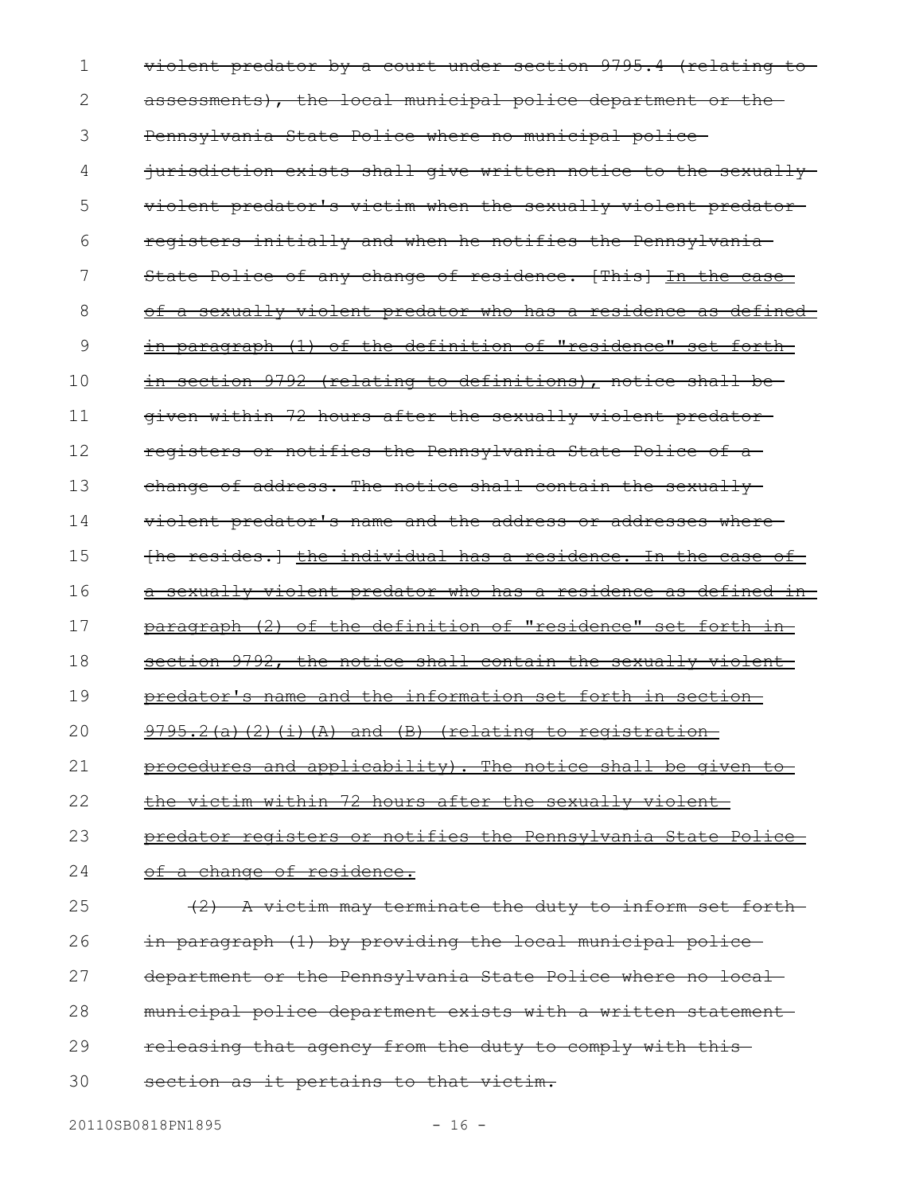violent predator by a court under section 9795.4 (relating to assessments), the local municipal police department or the Pennsylvania State Police where no municipal police jurisdiction exists shall give written notice to the sexually violent predator's victim when the sexually violent predator registers initially and when he notifies the Pennsylvania State Police of any change of residence. [This] In the case of a sexually violent predator who has a residence as defined in paragraph (1) of the definition of "residence" set forth in section 9792 (relating to definitions), notice shall be given within 72 hours after the sexually violent predator registers or notifies the Pennsylvania State Police of a change of address. The notice shall contain the sexually violent predator's name and the address or addresses where [he resides.] the individual has a residence. In the case of a sexually violent predator who has a residence as defined in paragraph (2) of the definition of "residence" set forth in section 9792, the notice shall contain the sexually violent predator's name and the information set forth in section 9795.2(a)(2)(i)(A) and (B) (relating to registration procedures and applicability). The notice shall be given to the victim within 72 hours after the sexually violent predator registers or notifies the Pennsylvania State Police of a change of residence.

(2) A victim may terminate the duty to inform set forth in paragraph (1) by providing the local municipal police department or the Pennsylvania State Police where no local municipal police department exists with a written statement releasing that agency from the duty to comply with this section as it pertains to that victim.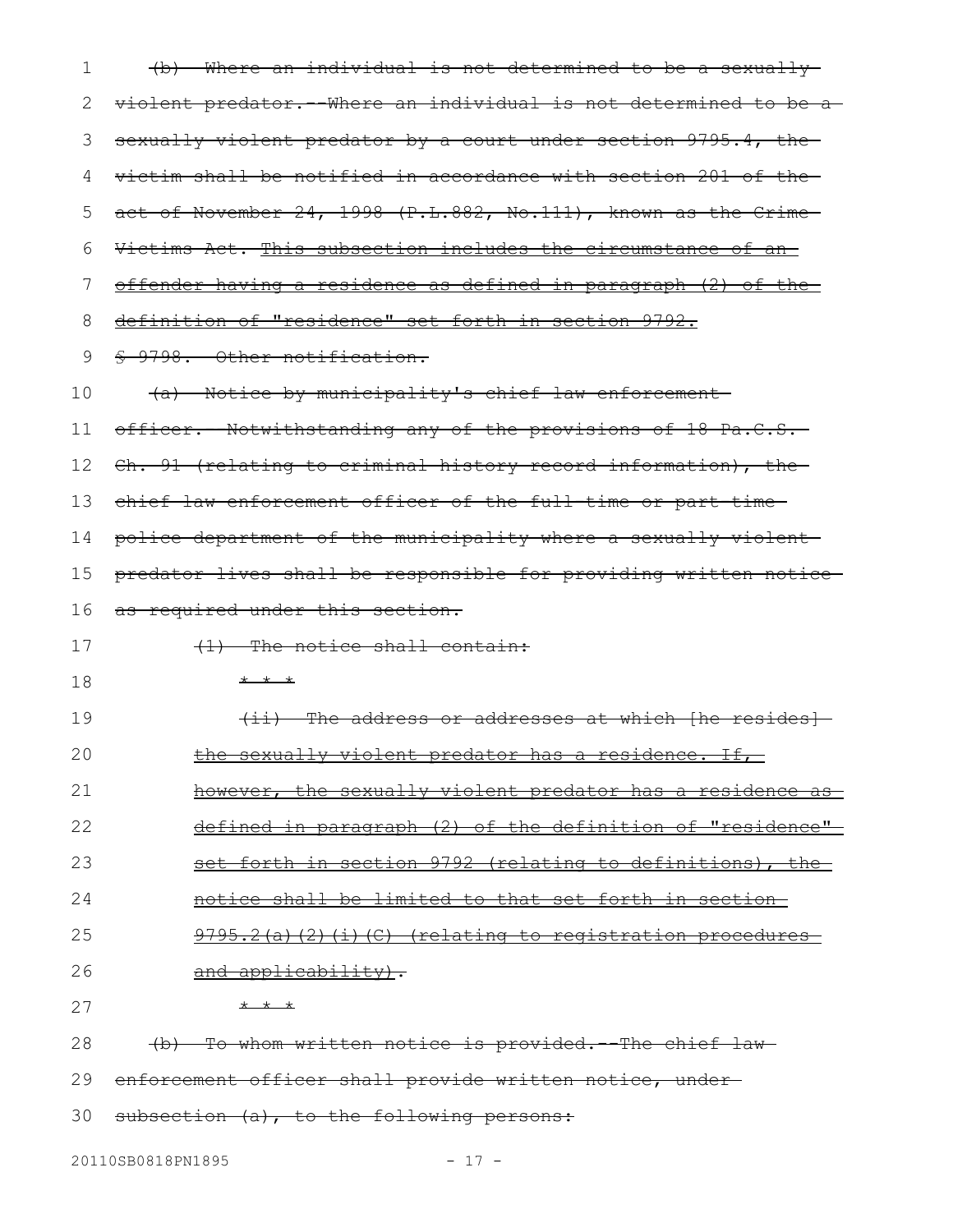(b) Where an individual is not determined to be a sexually violent predator.--Where an individual is not determined to be a sexually violent predator by a court under section 9795.4, the victim shall be notified in accordance with section 201 of the act of November 24, 1998 (P.L.882, No.111), known as the Crime Victims Act. This subsection includes the circumstance of an offender having a residence as defined in paragraph (2) of the definition of "residence" set forth in section 9792.

§ 9798. Other notification.

(a) Notice by municipality's chief law enforcement officer.--Notwithstanding any of the provisions of 18 Pa.C.S. Ch. 91 (relating to criminal history record information), the chief law enforcement officer of the full-time or part-time police department of the municipality where a sexually violent predator lives shall be responsible for providing written notice as required under this section.

(1) The notice shall contain:

* * *

(ii) The address or addresses at which [he resides] the sexually violent predator has a residence. If, however, the sexually violent predator has a residence as defined in paragraph (2) of the definition of "residence" set forth in section 9792 (relating to definitions), the notice shall be limited to that set forth in section 9795.2(a)(2)(i)(C) (relating to registration procedures and applicability).

* * *

(b) To whom written notice is provided.--The chief law enforcement officer shall provide written notice, under subsection (a), to the following persons: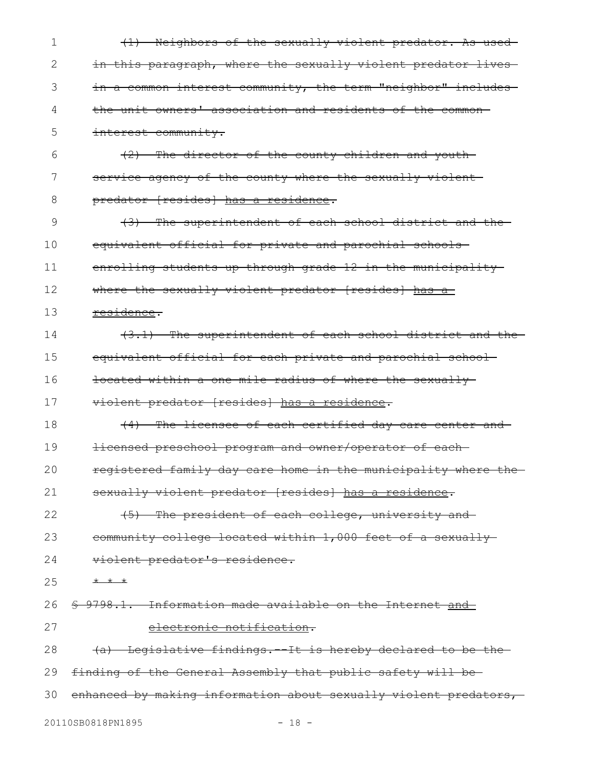(1) Neighbors of the sexually violent predator. As used in this paragraph, where the sexually violent predator lives in a common interest community, the term "neighbor" includes the unit owners' association and residents of the common interest community.

(2) The director of the county children and youth service agency of the county where the sexually violent predator [resides] has a residence.

(3) The superintendent of each school district and the equivalent official for private and parochial schools enrolling students up through grade 12 in the municipality where the sexually violent predator [resides] has a residence.

(3.1) The superintendent of each school district and the equivalent official for each private and parochial school located within a one-mile radius of where the sexually violent predator [resides] has a residence.

(4) The licensee of each certified day care center and licensed preschool program and owner/operator of each registered family day care home in the municipality where the sexually violent predator [resides] has a residence.

(5) The president of each college, university and community college located within 1,000 feet of a sexually violent predator's residence.

* * *

§ 9798.1. Information made available on the Internet and electronic notification.

(a) Legislative findings.--It is hereby declared to be the finding of the General Assembly that public safety will be enhanced by making information about sexually violent predators,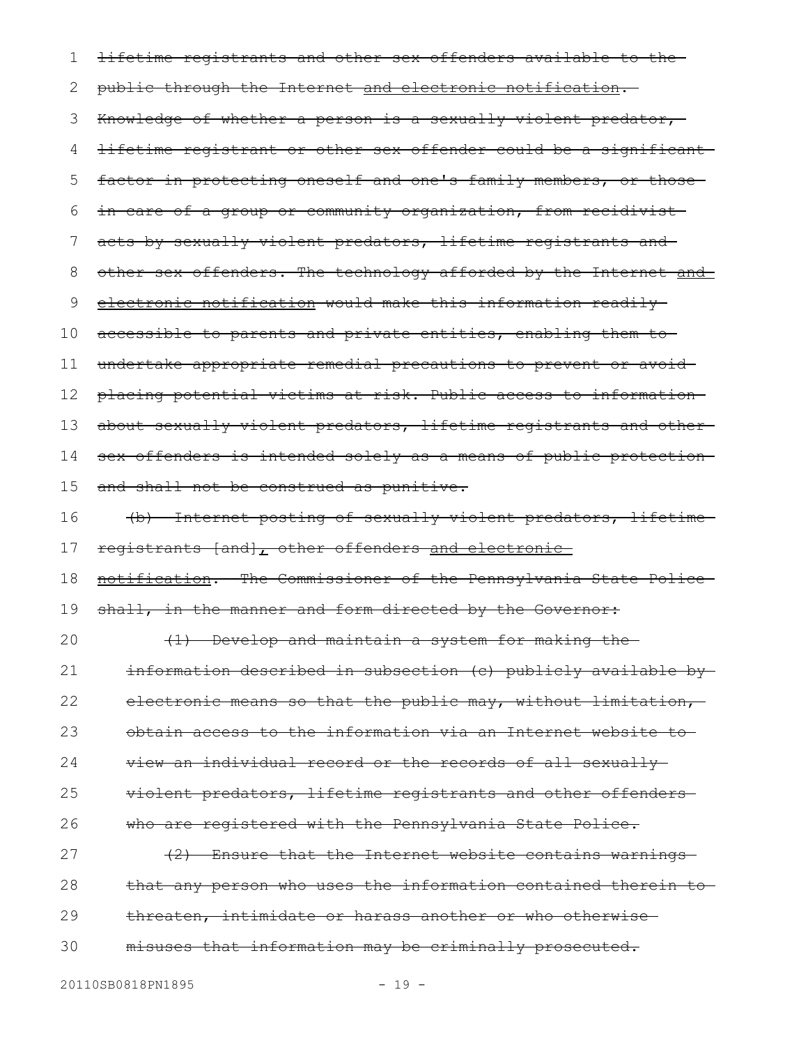lifetime registrants and other sex offenders available to the public through the Internet and electronic notification. Knowledge of whether a person is a sexually violent predator, lifetime registrant or other sex offender could be a significant factor in protecting oneself and one's family members, or those in care of a group or community organization, from recidivist acts by sexually violent predators, lifetime registrants and other sex offenders. The technology afforded by the Internet and electronic notification would make this information readily accessible to parents and private entities, enabling them to undertake appropriate remedial precautions to prevent or avoid placing potential victims at risk. Public access to information about sexually violent predators, lifetime registrants and other sex offenders is intended solely as a means of public protection and shall not be construed as punitive.

(b) Internet posting of sexually violent predators, lifetime registrants [and], other offenders and electronic notification.--The Commissioner of the Pennsylvania State Police shall, in the manner and form directed by the Governor:

(1) Develop and maintain a system for making the information described in subsection (c) publicly available by electronic means so that the public may, without limitation, obtain access to the information via an Internet website to view an individual record or the records of all sexually violent predators, lifetime registrants and other offenders who are registered with the Pennsylvania State Police.

(2) Ensure that the Internet website contains warnings that any person who uses the information contained therein to threaten, intimidate or harass another or who otherwise misuses that information may be criminally prosecuted.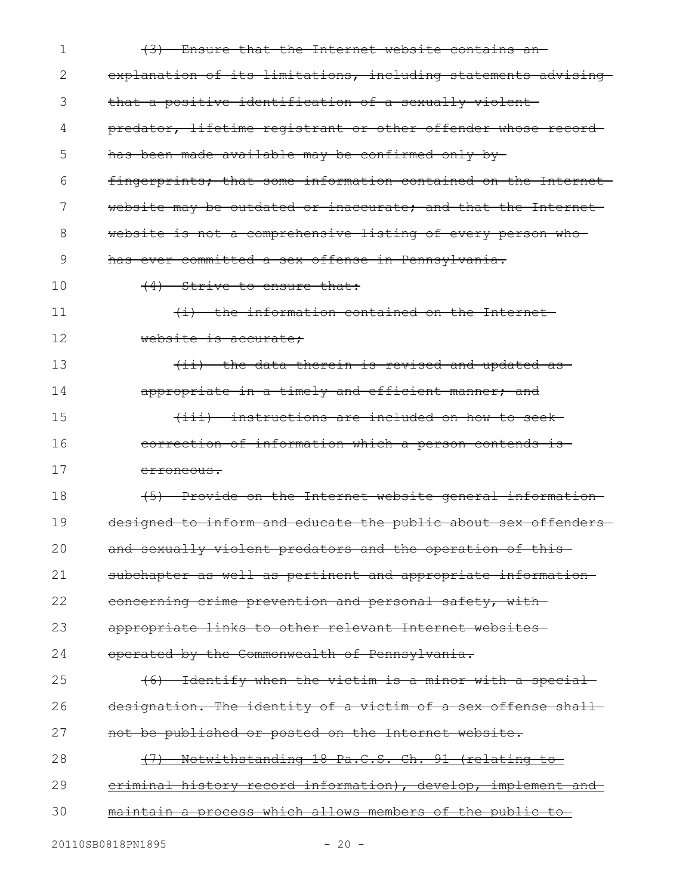~~(3) Ensure that the Internet website contains an explanation of its limitations, including statements advising that a positive identification of a sexually violent predator, lifetime registrant or other offender whose record has been made available may be confirmed only by fingerprints; that some information contained on the Internet website may be outdated or inaccurate; and that the Internet website is not a comprehensive listing of every person who has ever committed a sex offense in Pennsylvania.~~

~~(4) Strive to ensure that:~~

~~(i) the information contained on the Internet website is accurate;~~

~~(ii) the data therein is revised and updated as appropriate in a timely and efficient manner; and~~

~~(iii) instructions are included on how to seek correction of information which a person contends is erroneous.~~

~~(5) Provide on the Internet website general information designed to inform and educate the public about sex offenders and sexually violent predators and the operation of this subchapter as well as pertinent and appropriate information concerning crime prevention and personal safety, with appropriate links to other relevant Internet websites operated by the Commonwealth of Pennsylvania.~~

~~(6) Identify when the victim is a minor with a special designation. The identity of a victim of a sex offense shall not be published or posted on the Internet website.~~

~~(7) Notwithstanding 18 Pa.C.S. Ch. 91 (relating to criminal history record information), develop, implement and maintain a process which allows members of the public to~~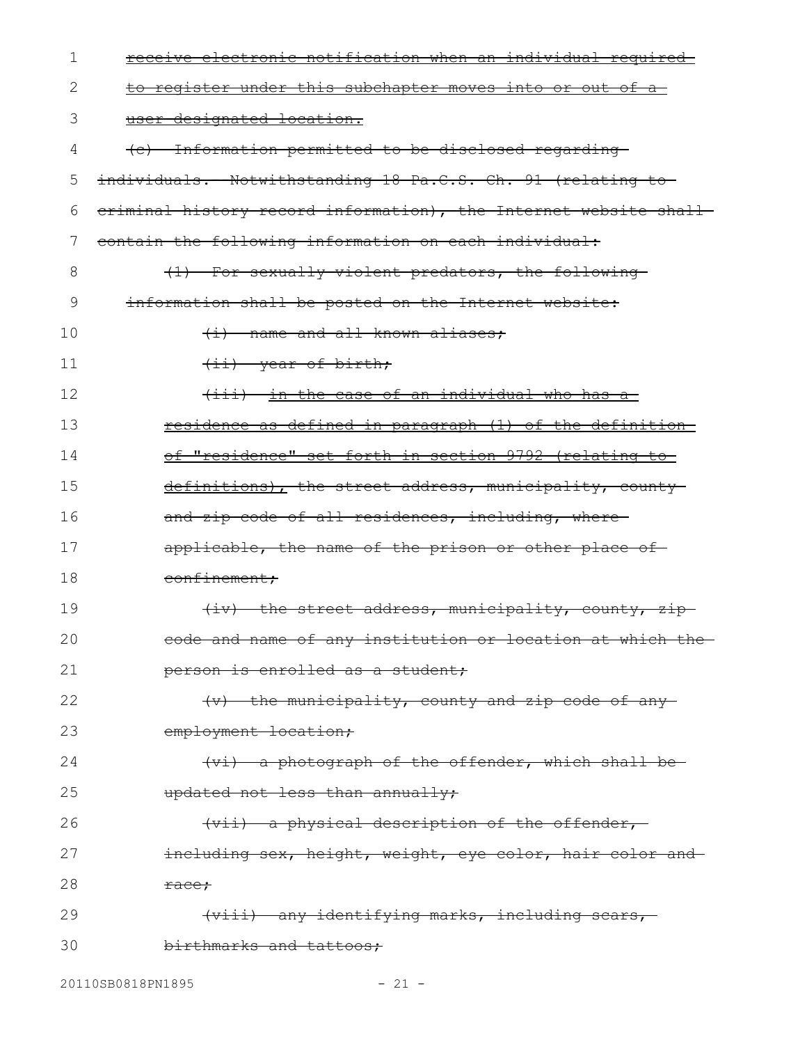~~receive electronic notification when an individual required to register under this subchapter moves into or out of a user-designated location.~~

~~(c) Information permitted to be disclosed regarding individuals.--Notwithstanding 18 Pa.C.S. Ch. 91 (relating to criminal history record information), the Internet website shall contain the following information on each individual:~~

~~(1) For sexually violent predators, the following information shall be posted on the Internet website:~~

~~(i) name and all known aliases;~~

~~(ii) year of birth;~~

~~(iii) in the case of an individual who has a residence as defined in paragraph (1) of the definition of "residence" set forth in section 9792 (relating to definitions), the street address, municipality, county and zip code of all residences, including, where applicable, the name of the prison or other place of confinement;~~

~~(iv) the street address, municipality, county, zip code and name of any institution or location at which the person is enrolled as a student;~~

~~(v) the municipality, county and zip code of any employment location;~~

~~(vi) a photograph of the offender, which shall be updated not less than annually;~~

~~(vii) a physical description of the offender, including sex, height, weight, eye color, hair color and race;~~

~~(viii) any identifying marks, including scars, birthmarks and tattoos;~~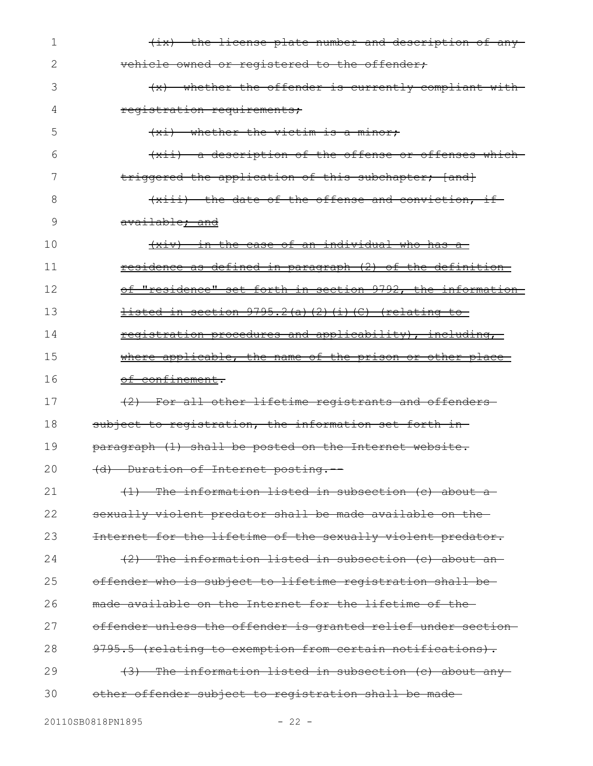(ix) the license plate number and description of any vehicle owned or registered to the offender;

(x) whether the offender is currently compliant with registration requirements;

(xi) whether the victim is a minor;

(xii) a description of the offense or offenses which triggered the application of this subchapter; [and]

(xiii) the date of the offense and conviction, if available; and

(xiv) in the case of an individual who has a residence as defined in paragraph (2) of the definition of "residence" set forth in section 9792, the information listed in section 9795.2(a)(2)(i)(C) (relating to registration procedures and applicability), including, where applicable, the name of the prison or other place of confinement.

(2) For all other lifetime registrants and offenders subject to registration, the information set forth in paragraph (1) shall be posted on the Internet website.

(d) Duration of Internet posting.--

(1) The information listed in subsection (c) about a sexually violent predator shall be made available on the Internet for the lifetime of the sexually violent predator.

(2) The information listed in subsection (c) about an offender who is subject to lifetime registration shall be made available on the Internet for the lifetime of the offender unless the offender is granted relief under section 9795.5 (relating to exemption from certain notifications).

(3) The information listed in subsection (c) about any other offender subject to registration shall be made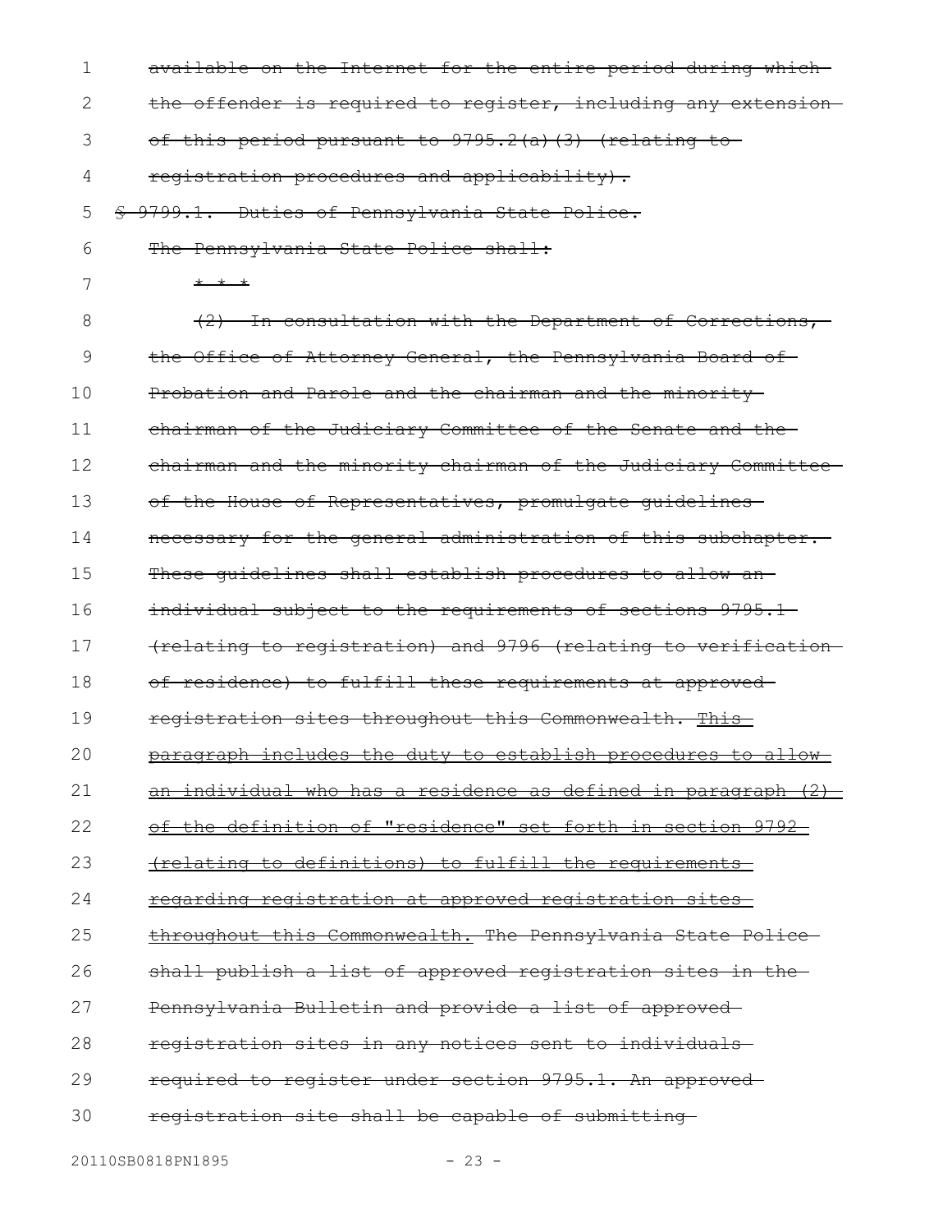~~available on the Internet for the entire period during which the offender is required to register, including any extension of this period pursuant to 9795.2(a)(3) (relating to registration procedures and applicability).~~

~~§ 9799.1. Duties of Pennsylvania State Police.~~

~~The Pennsylvania State Police shall:~~

~~* * *~~

~~(2) In consultation with the Department of Corrections, the Office of Attorney General, the Pennsylvania Board of Probation and Parole and the chairman and the minority chairman of the Judiciary Committee of the Senate and the chairman and the minority chairman of the Judiciary Committee of the House of Representatives, promulgate guidelines necessary for the general administration of this subchapter. These guidelines shall establish procedures to allow an individual subject to the requirements of sections 9795.1 (relating to registration) and 9796 (relating to verification of residence) to fulfill these requirements at approved registration sites throughout this Commonwealth. This paragraph includes the duty to establish procedures to allow an individual who has a residence as defined in paragraph (2) of the definition of "residence" set forth in section 9792 (relating to definitions) to fulfill the requirements regarding registration at approved registration sites throughout this Commonwealth. The Pennsylvania State Police shall publish a list of approved registration sites in the Pennsylvania Bulletin and provide a list of approved registration sites in any notices sent to individuals required to register under section 9795.1. An approved registration site shall be capable of submitting~~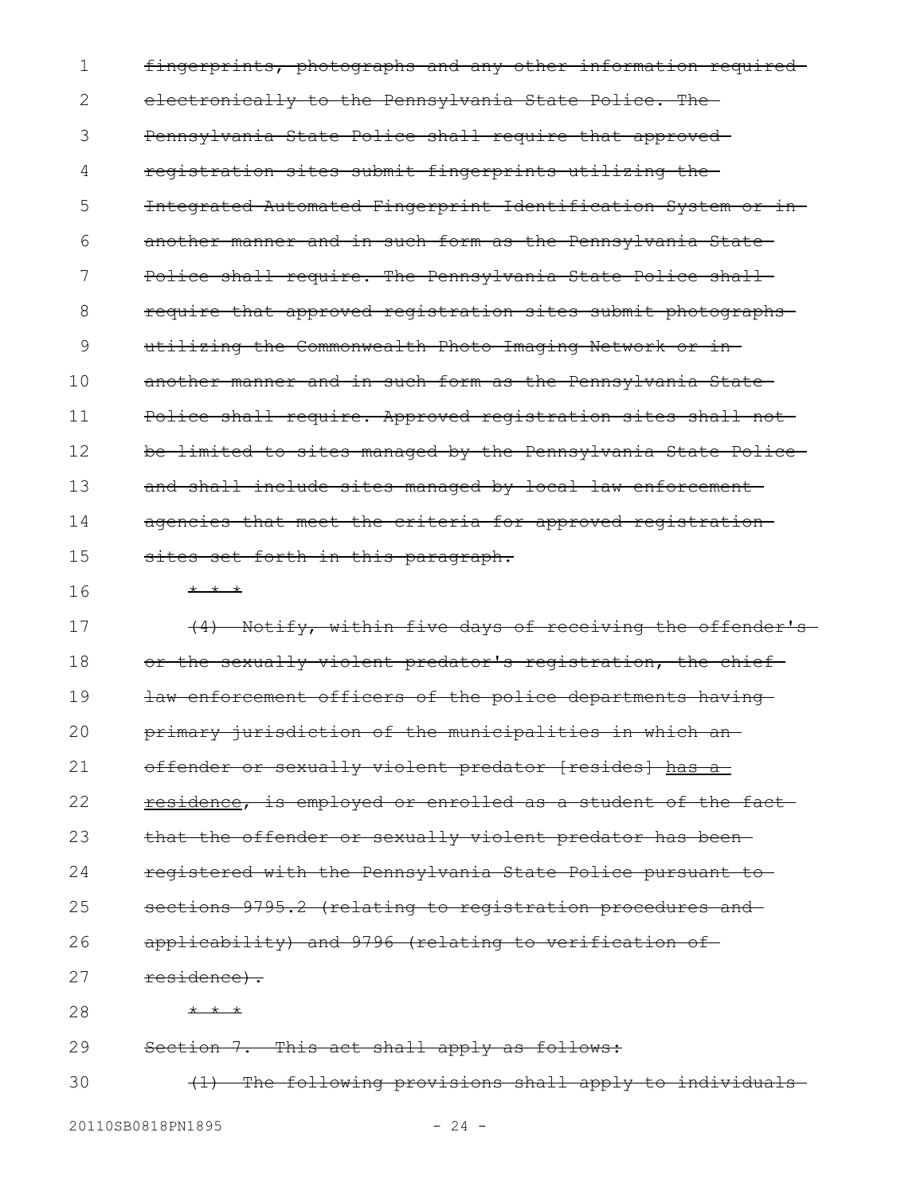~~fingerprints, photographs and any other information required electronically to the Pennsylvania State Police. The Pennsylvania State Police shall require that approved registration sites submit fingerprints utilizing the Integrated Automated Fingerprint Identification System or in another manner and in such form as the Pennsylvania State Police shall require. The Pennsylvania State Police shall require that approved registration sites submit photographs utilizing the Commonwealth Photo Imaging Network or in another manner and in such form as the Pennsylvania State Police shall require. Approved registration sites shall not be limited to sites managed by the Pennsylvania State Police and shall include sites managed by local law enforcement agencies that meet the criteria for approved registration sites set forth in this paragraph.~~

~~* * *~~

~~(4) Notify, within five days of receiving the offender's or the sexually violent predator's registration, the chief law enforcement officers of the police departments having primary jurisdiction of the municipalities in which an offender or sexually violent predator [resides] has a residence, is employed or enrolled as a student of the fact that the offender or sexually violent predator has been registered with the Pennsylvania State Police pursuant to sections 9795.2 (relating to registration procedures and applicability) and 9796 (relating to verification of residence).~~

~~* * *~~

~~Section 7. This act shall apply as follows:~~

~~(1) The following provisions shall apply to individuals~~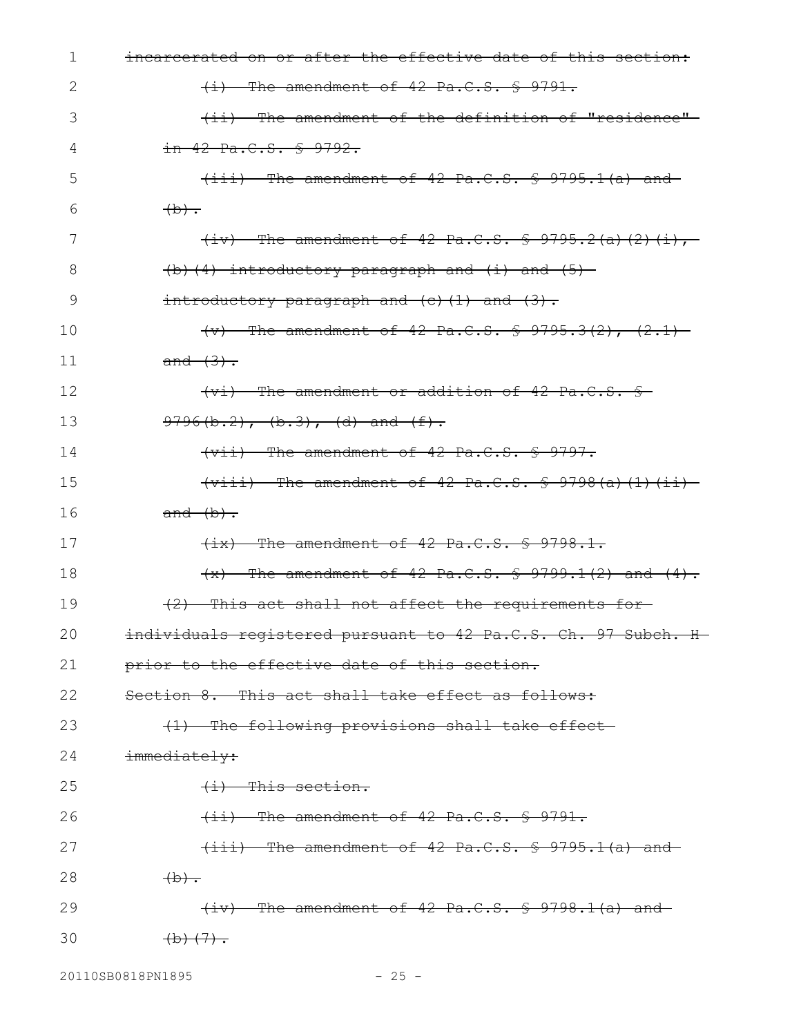~~incarcerated on or after the effective date of this section:~~

~~(i) The amendment of 42 Pa.C.S. § 9791.~~

~~(ii) The amendment of the definition of "residence" in 42 Pa.C.S. § 9792.~~

~~(iii) The amendment of 42 Pa.C.S. § 9795.1(a) and (b).~~

~~(iv) The amendment of 42 Pa.C.S. § 9795.2(a)(2)(i), (b)(4) introductory paragraph and (i) and (5) introductory paragraph and (c)(1) and (3).~~

~~(v) The amendment of 42 Pa.C.S. § 9795.3(2), (2.1) and (3).~~

~~(vi) The amendment or addition of 42 Pa.C.S. § 9796(b.2), (b.3), (d) and (f).~~

~~(vii) The amendment of 42 Pa.C.S. § 9797.~~

~~(viii) The amendment of 42 Pa.C.S. § 9798(a)(1)(ii) and (b).~~

~~(ix) The amendment of 42 Pa.C.S. § 9798.1.~~

~~(x) The amendment of 42 Pa.C.S. § 9799.1(2) and (4).~~

~~(2) This act shall not affect the requirements for individuals registered pursuant to 42 Pa.C.S. Ch. 97 Subch. H prior to the effective date of this section.~~

~~Section 8. This act shall take effect as follows:~~

~~(1) The following provisions shall take effect immediately:~~

~~(i) This section.~~

~~(ii) The amendment of 42 Pa.C.S. § 9791.~~

~~(iii) The amendment of 42 Pa.C.S. § 9795.1(a) and (b).~~

~~(iv) The amendment of 42 Pa.C.S. § 9798.1(a) and (b)(7).~~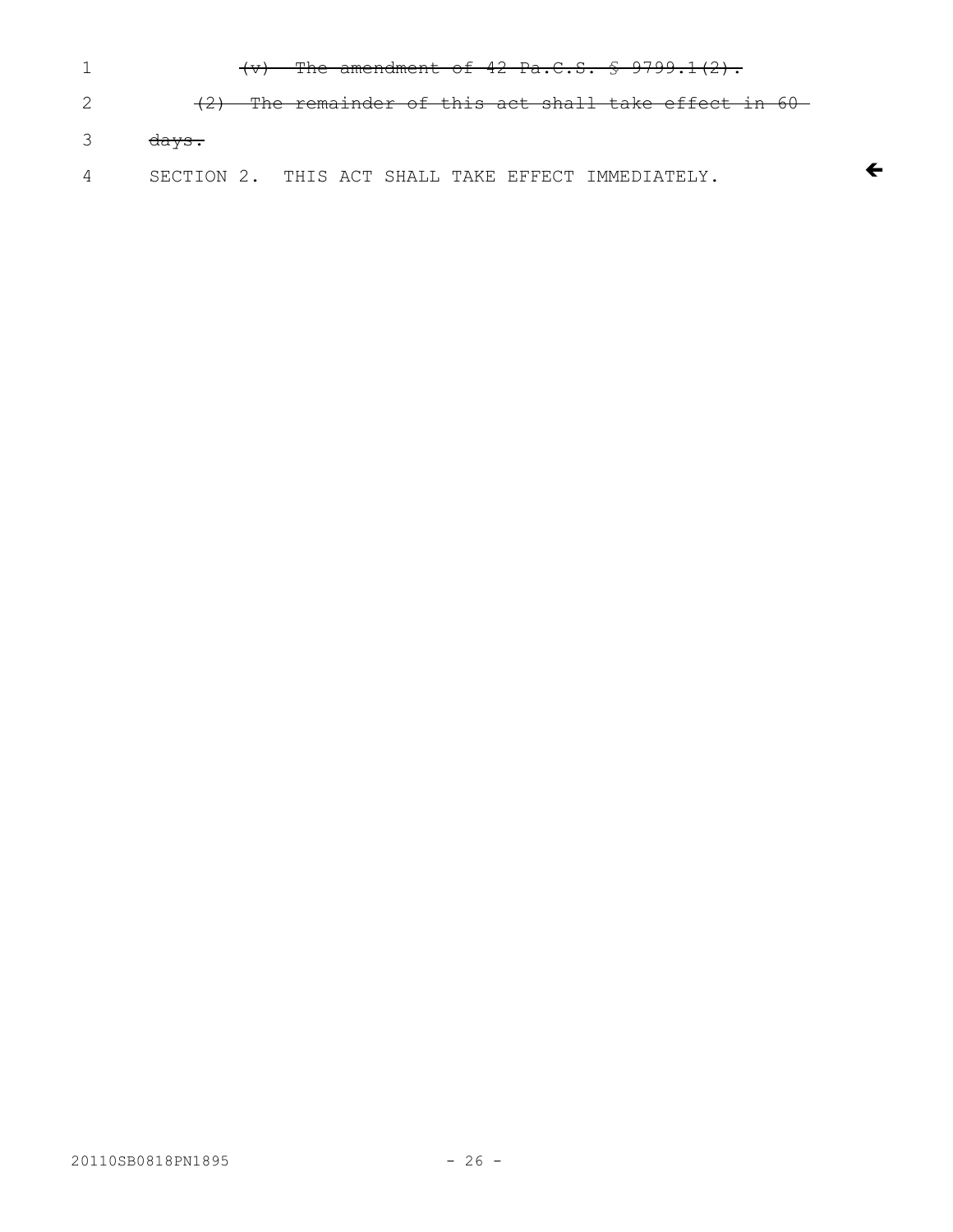~~(v) The amendment of 42 Pa.C.S. § 9799.1(2).~~

~~(2) The remainder of this act shall take effect in 60 days.~~

SECTION 2. THIS ACT SHALL TAKE EFFECT IMMEDIATELY.